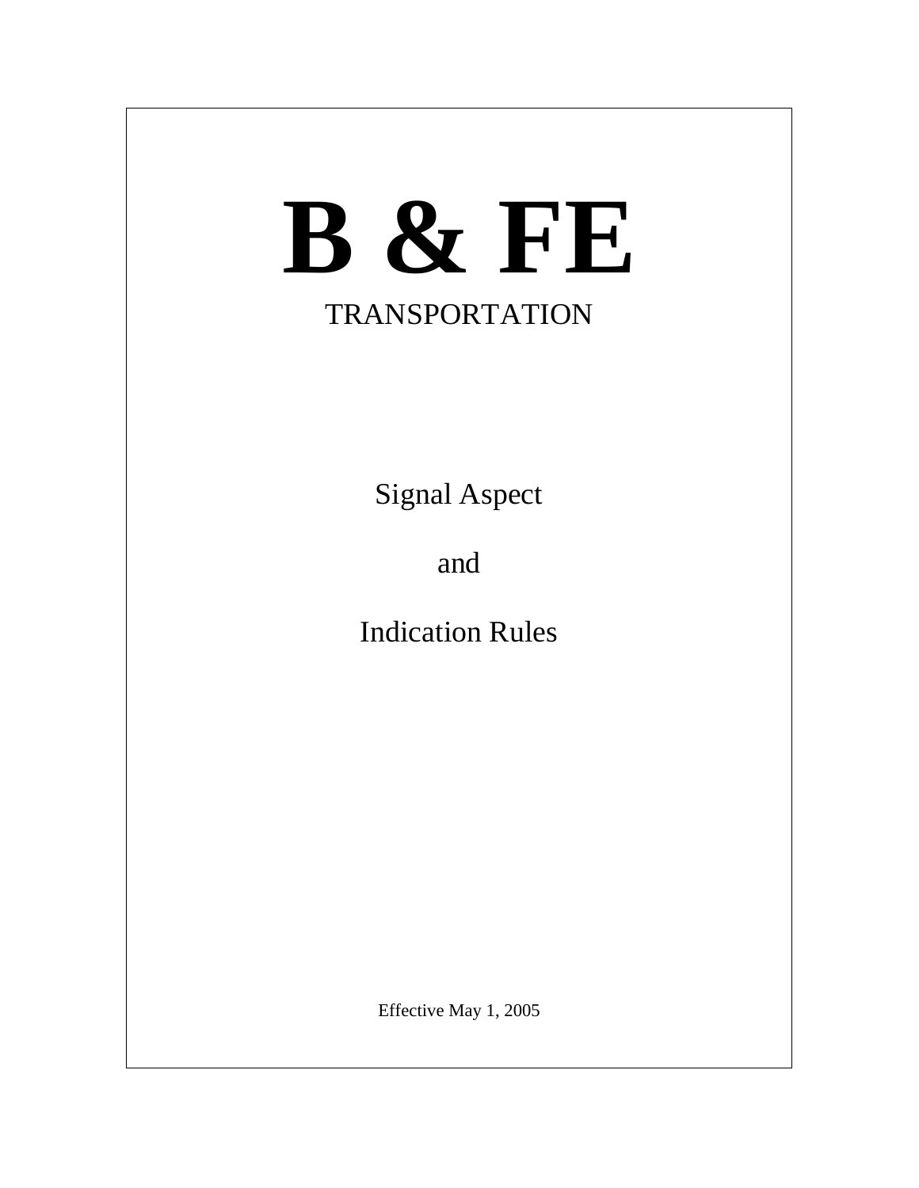# B & FE

## TRANSPORTATION

Signal Aspect

and

Indication Rules

Effective May 1, 2005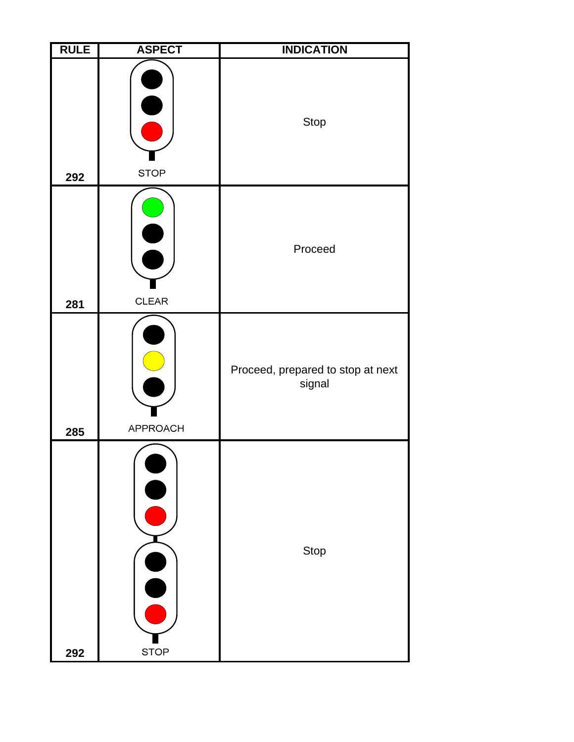| RULE | ASPECT | INDICATION |
| --- | --- | --- |
| 292 | STOP | Stop |
| 281 | CLEAR | Proceed |
| 285 | APPROACH | Proceed, prepared to stop at next signal |
| 292 | STOP | Stop |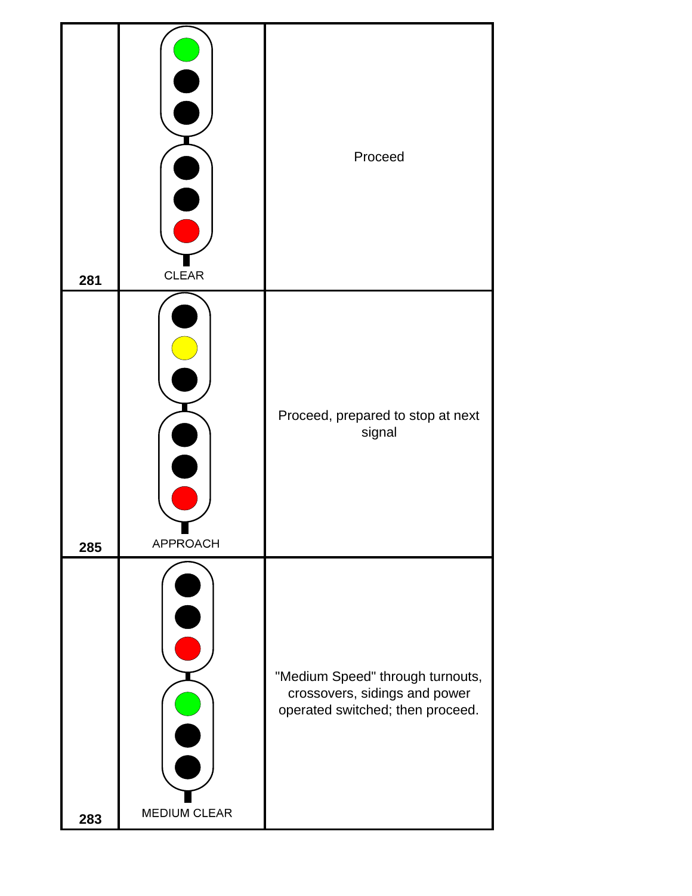| | | |
|---|---|---|
| 281 | CLEAR | Proceed |
| 285 | APPROACH | Proceed, prepared to stop at next signal |
| 283 | MEDIUM CLEAR | "Medium Speed" through turnouts, crossovers, sidings and power operated switched; then proceed. |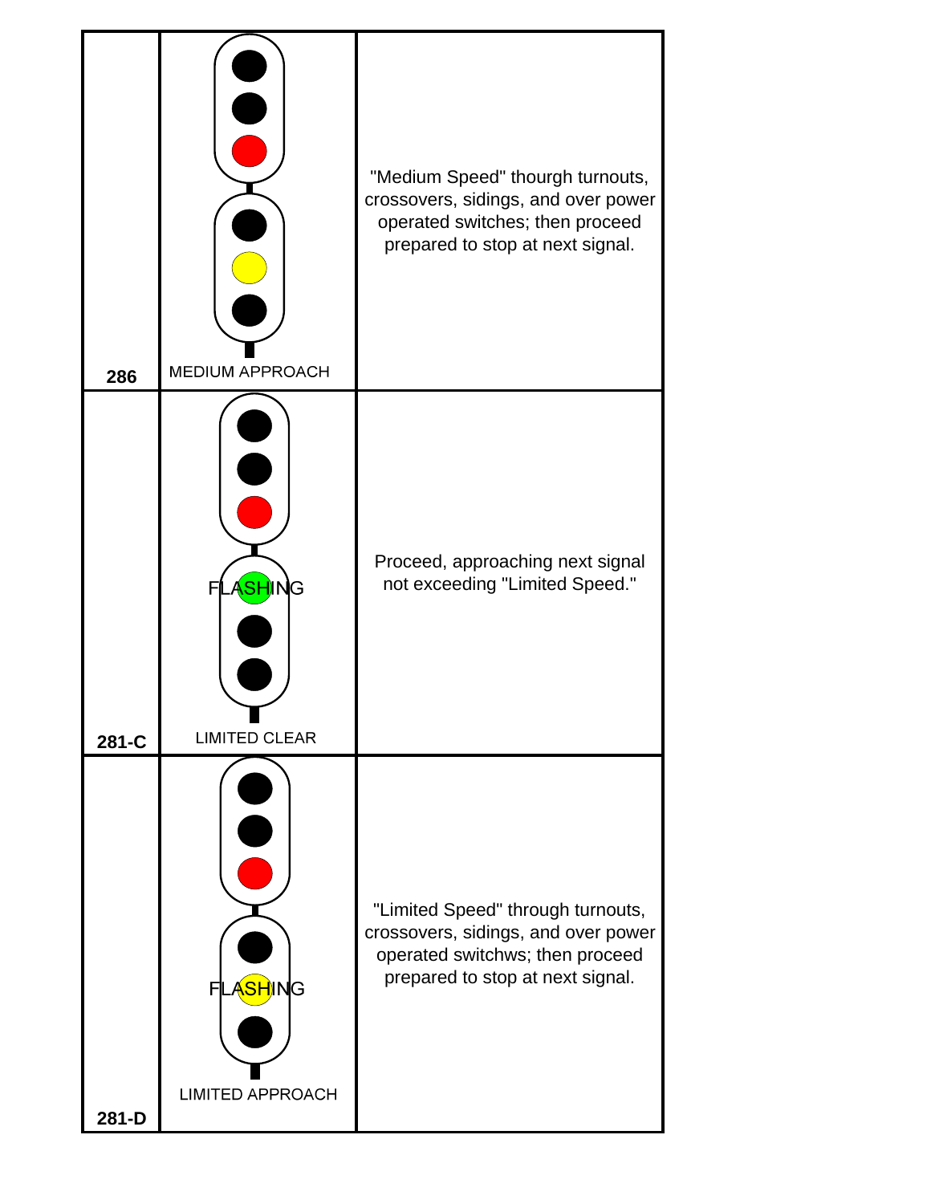| | | |
|---|---|---|
| 286 | MEDIUM APPROACH | "Medium Speed" thourgh turnouts, crossovers, sidings, and over power operated switches; then proceed prepared to stop at next signal. |
| 281-C | FLASHING<br>LIMITED CLEAR | Proceed, approaching next signal not exceeding "Limited Speed." |
| 281-D | FLASHING<br>LIMITED APPROACH | "Limited Speed" through turnouts, crossovers, sidings, and over power operated switchws; then proceed prepared to stop at next signal. |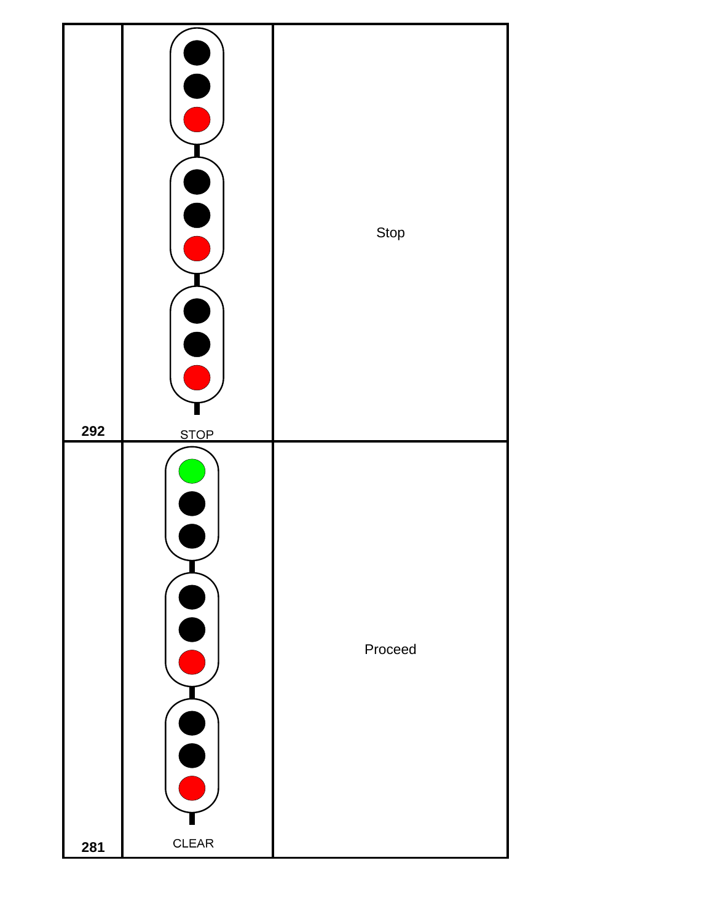| | | |
|---|---|---|
| 292 | STOP | Stop |
| 281 | CLEAR | Proceed |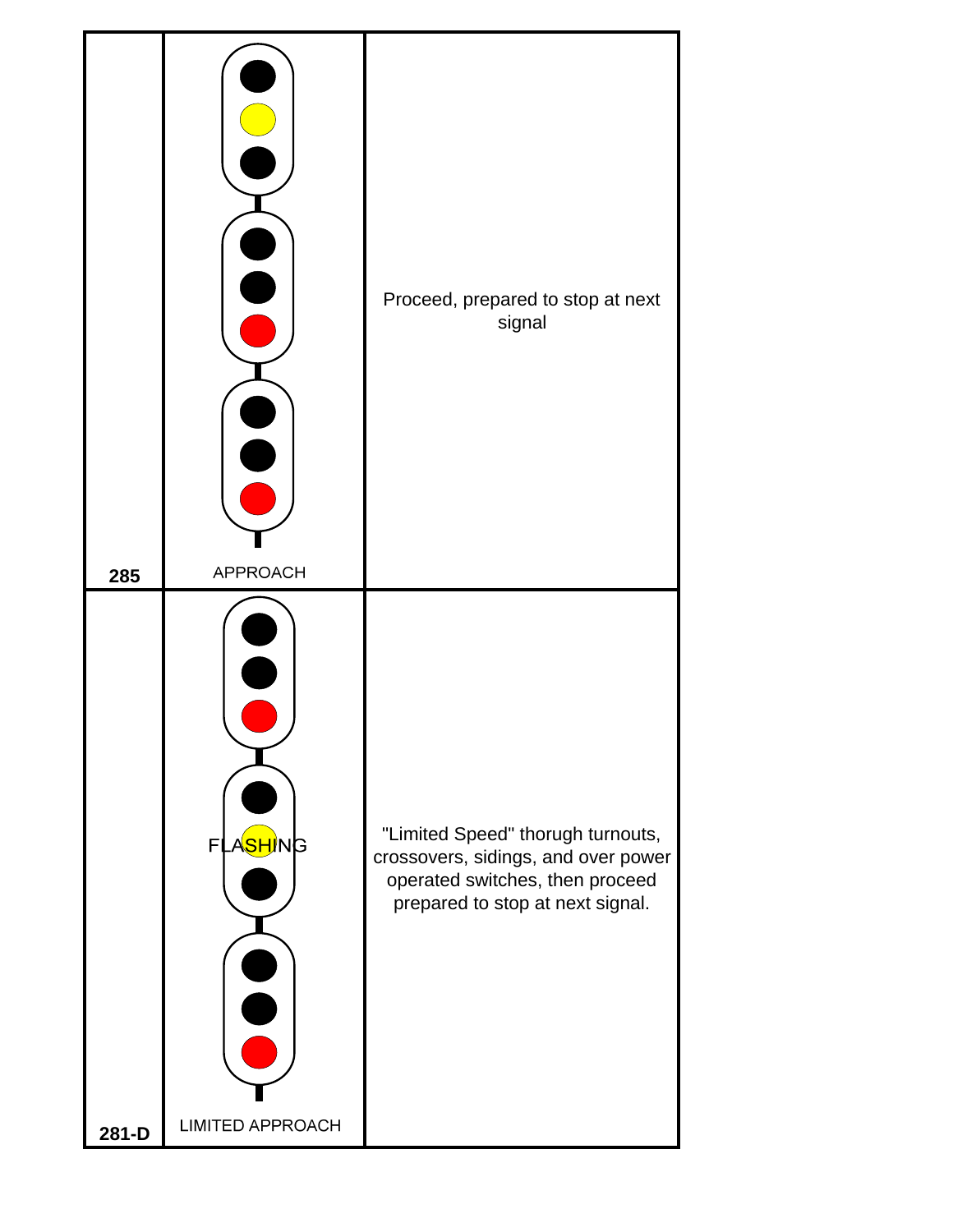| | | |
|---|---|---|
| 285 | APPROACH | Proceed, prepared to stop at next signal |
| 281-D | FLASHING<br>LIMITED APPROACH | "Limited Speed" thorugh turnouts, crossovers, sidings, and over power operated switches, then proceed prepared to stop at next signal. |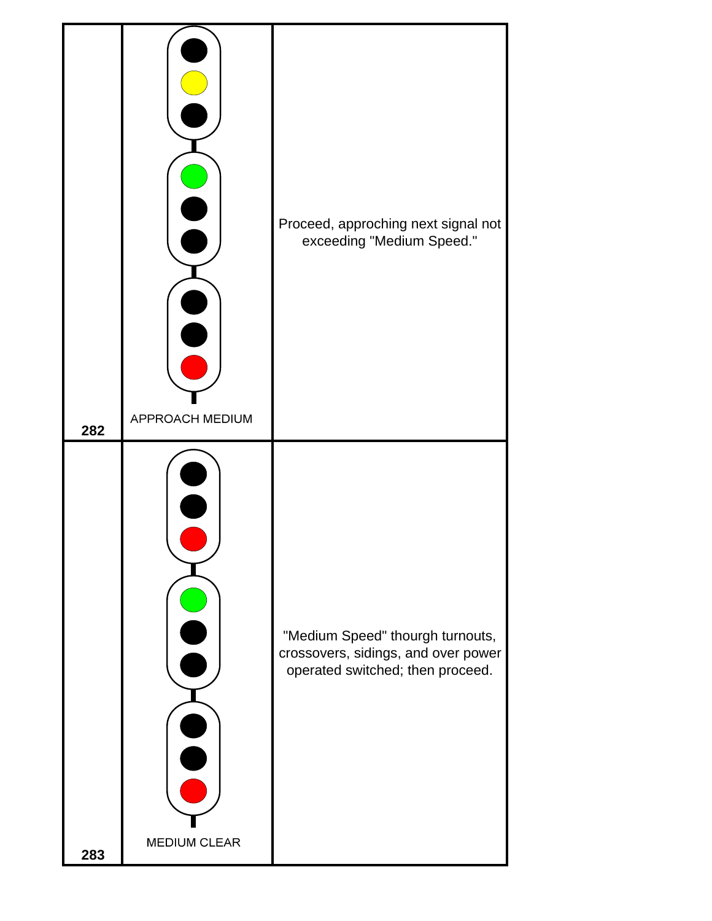| | | |
|---|---|---|
| 282 | APPROACH MEDIUM | Proceed, approching next signal not exceeding "Medium Speed." |
| 283 | MEDIUM CLEAR | "Medium Speed" thourgh turnouts, crossovers, sidings, and over power operated switched; then proceed. |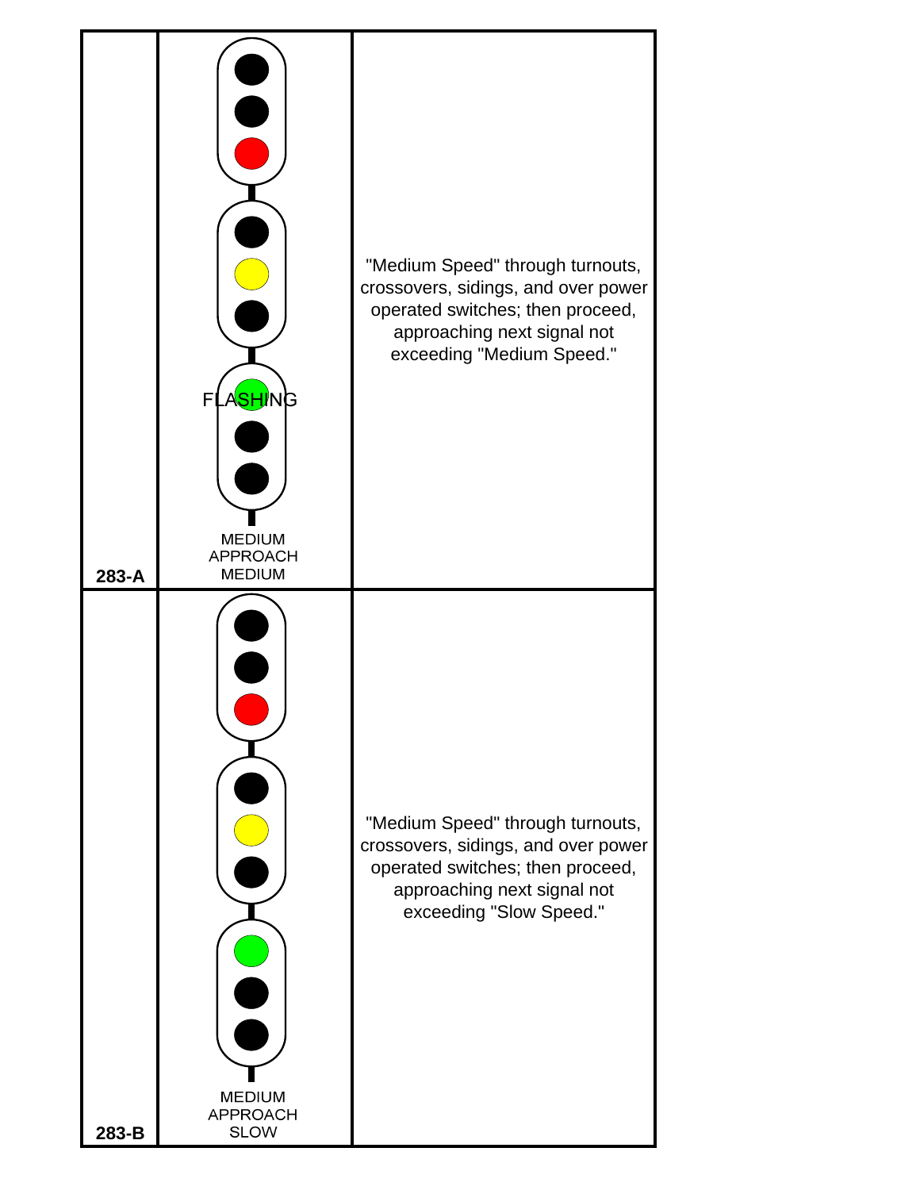| Rule | Aspect | Indication |
| --- | --- | --- |
| 283-A | FLASHING<br>MEDIUM<br>APPROACH<br>MEDIUM | "Medium Speed" through turnouts, crossovers, sidings, and over power operated switches; then proceed, approaching next signal not exceeding "Medium Speed." |
| 283-B | MEDIUM<br>APPROACH<br>SLOW | "Medium Speed" through turnouts, crossovers, sidings, and over power operated switches; then proceed, approaching next signal not exceeding "Slow Speed." |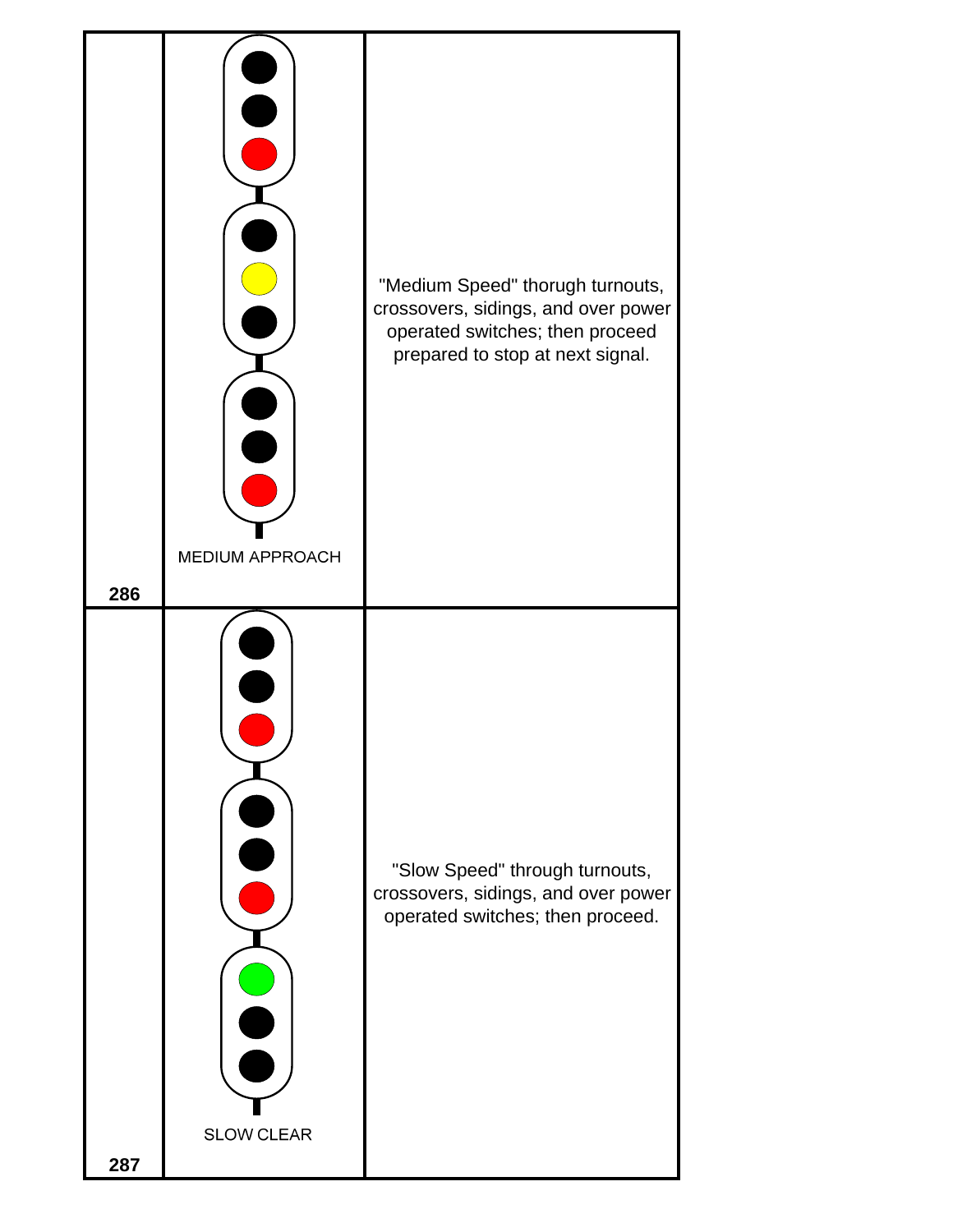| No. | Aspect | Indication |
| --- | --- | --- |
| 286 | MEDIUM APPROACH | "Medium Speed" thorugh turnouts, crossovers, sidings, and over power operated switches; then proceed prepared to stop at next signal. |
| 287 | SLOW CLEAR | "Slow Speed" through turnouts, crossovers, sidings, and over power operated switches; then proceed. |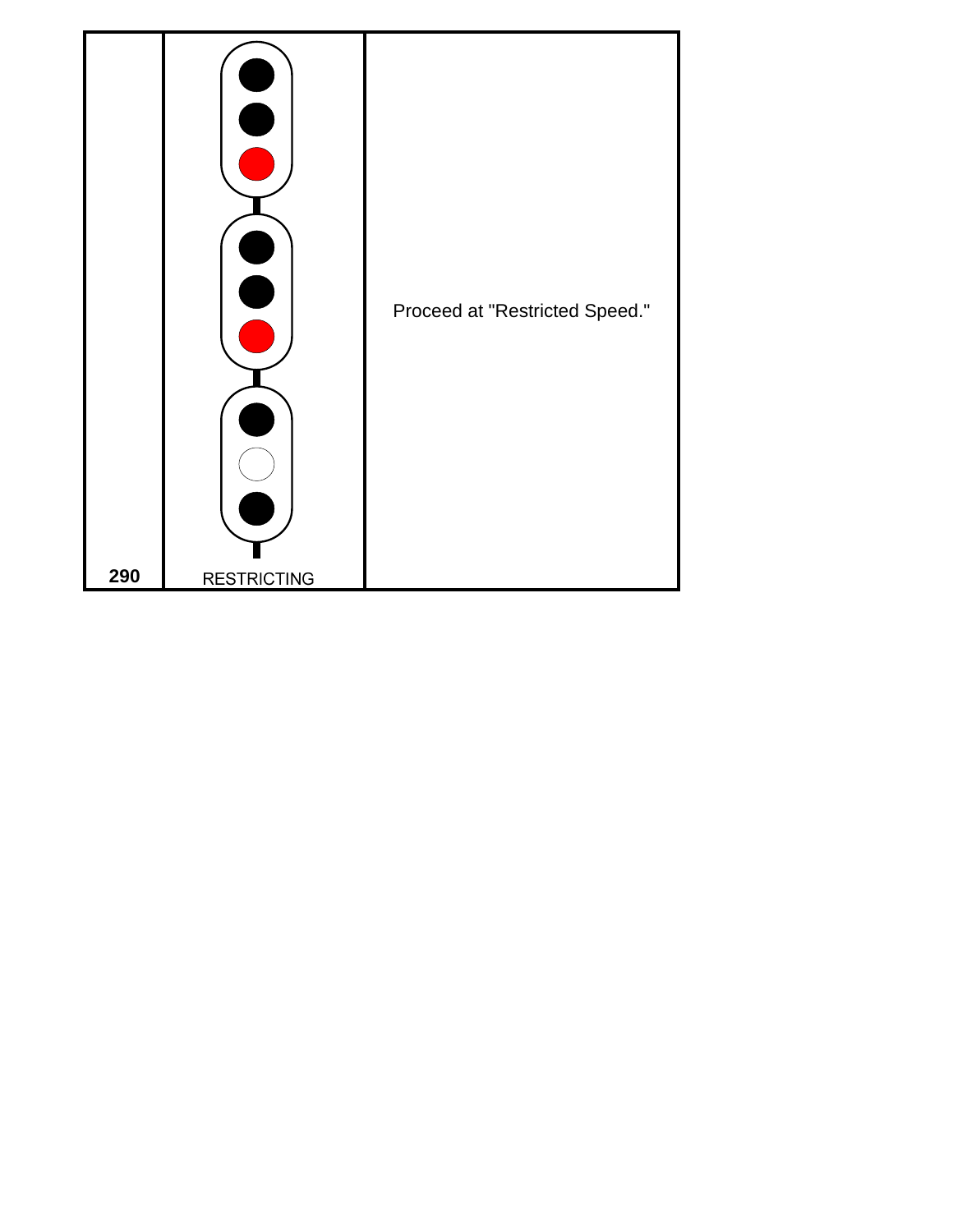| | | |
|---|---|---|
| 290 | RESTRICTING | Proceed at "Restricted Speed." |